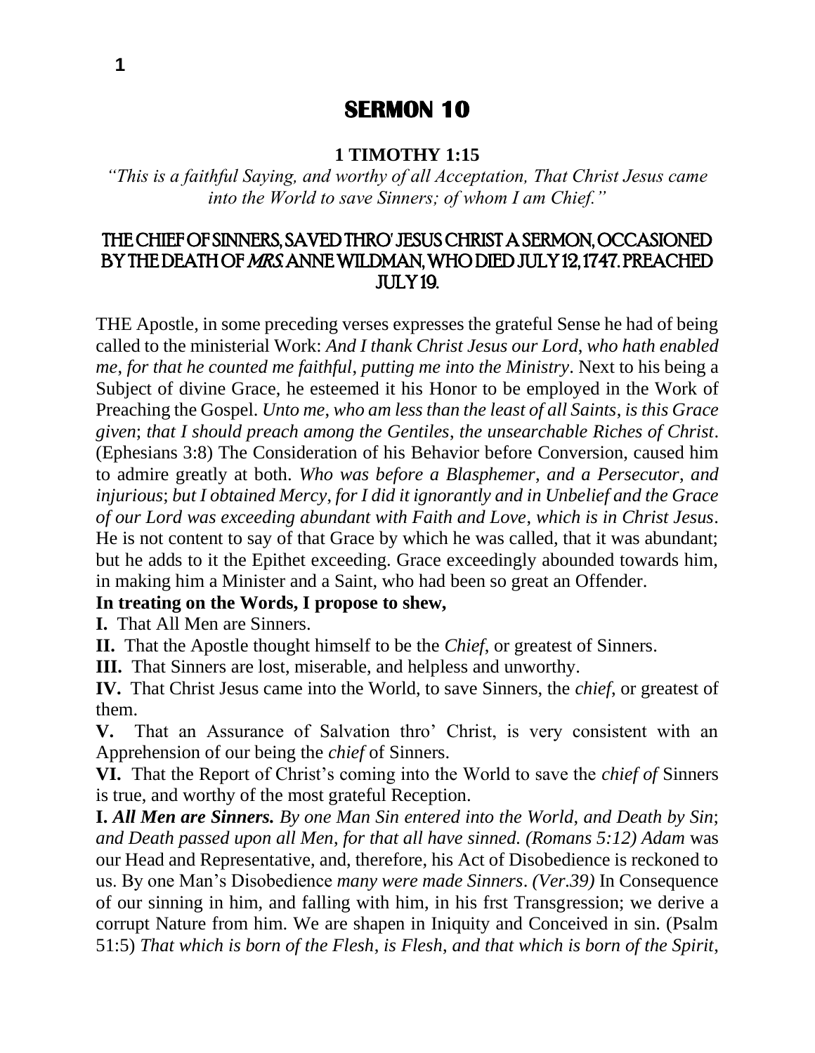# SERMON 10

**1 TIMOTHY 1:15**

*"This is a faithful Saying, and worthy of all Acceptation, That Christ Jesus came into the World to save Sinners; of whom I am Chief."*

## THE CHIEF OF SINNERS, SAVED THRO' JESUS CHRIST A SERMON, OCCASIONED BY THE DEATH OF *MRS.* ANNE WILDMAN, WHO DIED JULY 12, 1747. PREACHED JULY 19.

THE Apostle, in some preceding verses expresses the grateful Sense he had of being called to the ministerial Work: *And I thank Christ Jesus our Lord, who hath enabled me, for that he counted me faithful, putting me into the Ministry*. Next to his being a Subject of divine Grace, he esteemed it his Honor to be employed in the Work of Preaching the Gospel. *Unto me, who am less than the least of all Saints, is this Grace given; that I should preach among the Gentiles, the unsearchable Riches of Christ*. (Ephesians 3:8) The Consideration of his Behavior before Conversion, caused him to admire greatly at both. *Who was before a Blasphemer, and a Persecutor, and injurious; but I obtained Mercy, for I did it ignorantly and in Unbelief and the Grace of our Lord was exceeding abundant with Faith and Love, which is in Christ Jesus*. He is not content to say of that Grace by which he was called, that it was abundant; but he adds to it the Epithet exceeding. Grace exceedingly abounded towards him, in making him a Minister and a Saint, who had been so great an Offender.

**In treating on the Words, I propose to shew,**

**I.** That All Men are Sinners.

**II.** That the Apostle thought himself to be the *Chief*, or greatest of Sinners.

**III.** That Sinners are lost, miserable, and helpless and unworthy.

**IV.** That Christ Jesus came into the World, to save Sinners, the *chief*, or greatest of them.

**V.** That an Assurance of Salvation thro' Christ, is very consistent with an Apprehension of our being the *chief* of Sinners.

**VI.** That the Report of Christ's coming into the World to save the *chief of* Sinners is true, and worthy of the most grateful Reception.

**I.** ***All Men are Sinners.*** *By one Man Sin entered into the World, and Death by Sin; and Death passed upon all Men, for that all have sinned. (Romans 5:12) Adam* was our Head and Representative, and, therefore, his Act of Disobedience is reckoned to us. By one Man's Disobedience *many were made Sinners*. *(Ver.39)* In Consequence of our sinning in him, and falling with him, in his frst Transgression; we derive a corrupt Nature from him. We are shapen in Iniquity and Conceived in sin. (Psalm 51:5) *That which is born of the Flesh, is Flesh, and that which is born of the Spirit,*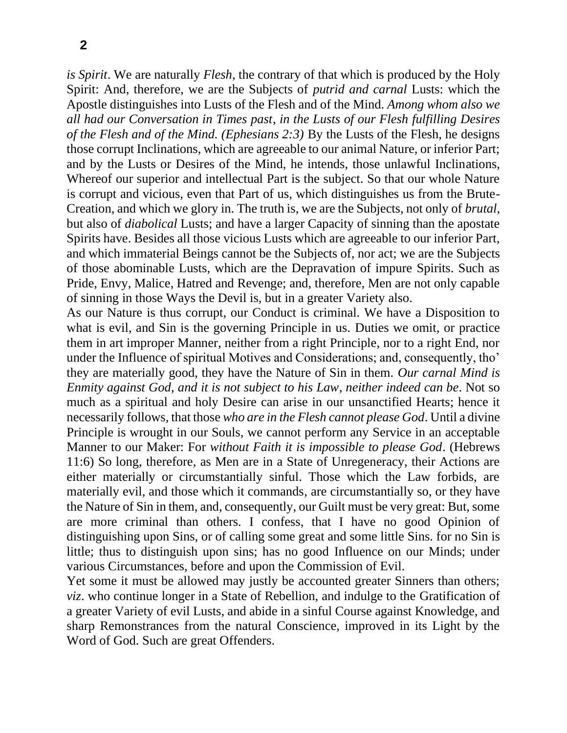*is Spirit*. We are naturally *Flesh*, the contrary of that which is produced by the Holy Spirit: And, therefore, we are the Subjects of *putrid and carnal* Lusts: which the Apostle distinguishes into Lusts of the Flesh and of the Mind. *Among whom also we all had our Conversation in Times past, in the Lusts of our Flesh fulfilling Desires of the Flesh and of the Mind. (Ephesians 2:3)* By the Lusts of the Flesh, he designs those corrupt Inclinations, which are agreeable to our animal Nature, or inferior Part; and by the Lusts or Desires of the Mind, he intends, those unlawful Inclinations, Whereof our superior and intellectual Part is the subject. So that our whole Nature is corrupt and vicious, even that Part of us, which distinguishes us from the Brute-Creation, and which we glory in. The truth is, we are the Subjects, not only of *brutal*, but also of *diabolical* Lusts; and have a larger Capacity of sinning than the apostate Spirits have. Besides all those vicious Lusts which are agreeable to our inferior Part, and which immaterial Beings cannot be the Subjects of, nor act; we are the Subjects of those abominable Lusts, which are the Depravation of impure Spirits. Such as Pride, Envy, Malice, Hatred and Revenge; and, therefore, Men are not only capable of sinning in those Ways the Devil is, but in a greater Variety also.

As our Nature is thus corrupt, our Conduct is criminal. We have a Disposition to what is evil, and Sin is the governing Principle in us. Duties we omit, or practice them in art improper Manner, neither from a right Principle, nor to a right End, nor under the Influence of spiritual Motives and Considerations; and, consequently, tho' they are materially good, they have the Nature of Sin in them. *Our carnal Mind is Enmity against God, and it is not subject to his Law, neither indeed can be*. Not so much as a spiritual and holy Desire can arise in our unsanctified Hearts; hence it necessarily follows, that those *who are in the Flesh cannot please God*. Until a divine Principle is wrought in our Souls, we cannot perform any Service in an acceptable Manner to our Maker: For *without Faith it is impossible to please God*. (Hebrews 11:6) So long, therefore, as Men are in a State of Unregeneracy, their Actions are either materially or circumstantially sinful. Those which the Law forbids, are materially evil, and those which it commands, are circumstantially so, or they have the Nature of Sin in them, and, consequently, our Guilt must be very great: But, some are more criminal than others. I confess, that I have no good Opinion of distinguishing upon Sins, or of calling some great and some little Sins. for no Sin is little; thus to distinguish upon sins; has no good Influence on our Minds; under various Circumstances, before and upon the Commission of Evil.

Yet some it must be allowed may justly be accounted greater Sinners than others; *viz*. who continue longer in a State of Rebellion, and indulge to the Gratification of a greater Variety of evil Lusts, and abide in a sinful Course against Knowledge, and sharp Remonstrances from the natural Conscience, improved in its Light by the Word of God. Such are great Offenders.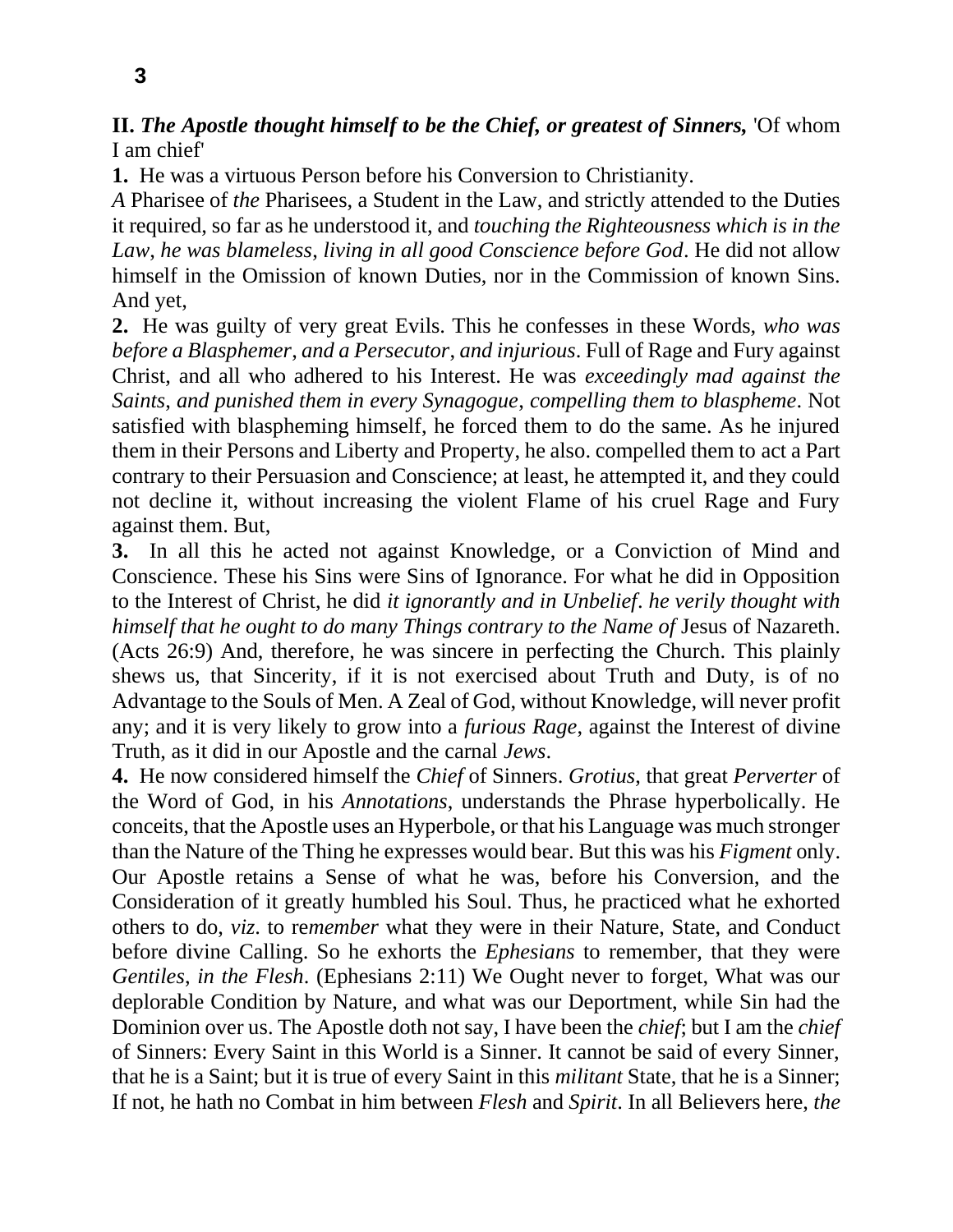**II.** ***The Apostle thought himself to be the Chief, or greatest of Sinners,*** 'Of whom I am chief'

**1.** He was a virtuous Person before his Conversion to Christianity.

*A* Pharisee of *the* Pharisees, a Student in the Law, and strictly attended to the Duties it required, so far as he understood it, and *touching the Righteousness which is in the Law, he was blameless, living in all good Conscience before God*. He did not allow himself in the Omission of known Duties, nor in the Commission of known Sins. And yet,

**2.** He was guilty of very great Evils. This he confesses in these Words, *who was before a Blasphemer, and a Persecutor, and injurious*. Full of Rage and Fury against Christ, and all who adhered to his Interest. He was *exceedingly mad against the Saints, and punished them in every Synagogue, compelling them to blaspheme*. Not satisfied with blaspheming himself, he forced them to do the same. As he injured them in their Persons and Liberty and Property, he also. compelled them to act a Part contrary to their Persuasion and Conscience; at least, he attempted it, and they could not decline it, without increasing the violent Flame of his cruel Rage and Fury against them. But,

**3.** In all this he acted not against Knowledge, or a Conviction of Mind and Conscience. These his Sins were Sins of Ignorance. For what he did in Opposition to the Interest of Christ, he did *it ignorantly and in Unbelief*. *he verily thought with himself that he ought to do many Things contrary to the Name of* Jesus of Nazareth. (Acts 26:9) And, therefore, he was sincere in perfecting the Church. This plainly shews us, that Sincerity, if it is not exercised about Truth and Duty, is of no Advantage to the Souls of Men. A Zeal of God, without Knowledge, will never profit any; and it is very likely to grow into a *furious Rage,* against the Interest of divine Truth, as it did in our Apostle and the carnal *Jews*.

**4.** He now considered himself the *Chief* of Sinners. *Grotius,* that great *Perverter* of the Word of God, in his *Annotations,* understands the Phrase hyperbolically. He conceits, that the Apostle uses an Hyperbole, or that his Language was much stronger than the Nature of the Thing he expresses would bear. But this was his *Figment* only. Our Apostle retains a Sense of what he was, before his Conversion, and the Consideration of it greatly humbled his Soul. Thus, he practiced what he exhorted others to do, *viz*. to re*member* what they were in their Nature, State, and Conduct before divine Calling. So he exhorts the *Ephesians* to remember, that they were *Gentiles, in the Flesh*. (Ephesians 2:11) We Ought never to forget, What was our deplorable Condition by Nature, and what was our Deportment, while Sin had the Dominion over us. The Apostle doth not say, I have been the *chief*; but I am the *chief* of Sinners: Every Saint in this World is a Sinner. It cannot be said of every Sinner, that he is a Saint; but it is true of every Saint in this *militant* State, that he is a Sinner; If not, he hath no Combat in him between *Flesh* and *Spirit*. In all Believers here, *the*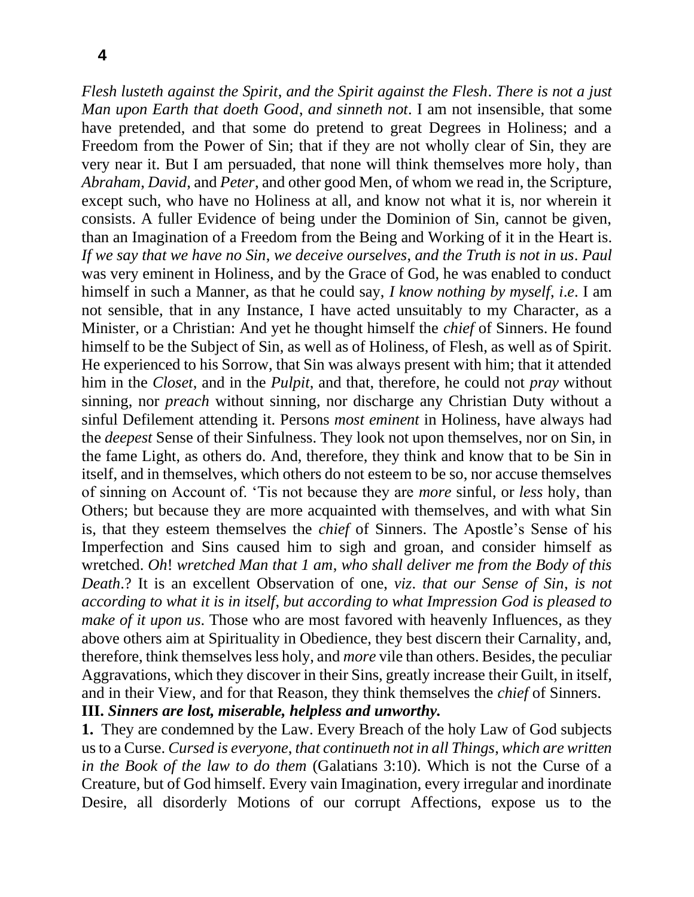*Flesh lusteth against the Spirit, and the Spirit against the Flesh. There is not a just Man upon Earth that doeth Good, and sinneth not.* I am not insensible, that some have pretended, and that some do pretend to great Degrees in Holiness; and a Freedom from the Power of Sin; that if they are not wholly clear of Sin, they are very near it. But I am persuaded, that none will think themselves more holy, than *Abraham, David,* and *Peter*, and other good Men, of whom we read in, the Scripture, except such, who have no Holiness at all, and know not what it is, nor wherein it consists. A fuller Evidence of being under the Dominion of Sin, cannot be given, than an Imagination of a Freedom from the Being and Working of it in the Heart is. *If we say that we have no Sin, we deceive ourselves, and the Truth is not in us. Paul* was very eminent in Holiness, and by the Grace of God, he was enabled to conduct himself in such a Manner, as that he could say, *I know nothing by myself, i.e.* I am not sensible, that in any Instance, I have acted unsuitably to my Character, as a Minister, or a Christian: And yet he thought himself the *chief* of Sinners. He found himself to be the Subject of Sin, as well as of Holiness, of Flesh, as well as of Spirit. He experienced to his Sorrow, that Sin was always present with him; that it attended him in the *Closet*, and in the *Pulpit*, and that, therefore, he could not *pray* without sinning, nor *preach* without sinning, nor discharge any Christian Duty without a sinful Defilement attending it. Persons *most eminent* in Holiness, have always had the *deepest* Sense of their Sinfulness. They look not upon themselves, nor on Sin, in the fame Light, as others do. And, therefore, they think and know that to be Sin in itself, and in themselves, which others do not esteem to be so, nor accuse themselves of sinning on Account of. 'Tis not because they are *more* sinful, or *less* holy, than Others; but because they are more acquainted with themselves, and with what Sin is, that they esteem themselves the *chief* of Sinners. The Apostle's Sense of his Imperfection and Sins caused him to sigh and groan, and consider himself as wretched. *Oh*! *wretched Man that 1 am, who shall deliver me from the Body of this Death*.? It is an excellent Observation of one, *viz. that our Sense of Sin, is not according to what it is in itself, but according to what Impression God is pleased to make of it upon us*. Those who are most favored with heavenly Influences, as they above others aim at Spirituality in Obedience, they best discern their Carnality, and, therefore, think themselves less holy, and *more* vile than others. Besides, the peculiar Aggravations, which they discover in their Sins, greatly increase their Guilt, in itself, and in their View, and for that Reason, they think themselves the *chief* of Sinners.

**III.** ***Sinners are lost, miserable, helpless and unworthy.***

**1.** They are condemned by the Law. Every Breach of the holy Law of God subjects us to a Curse. *Cursed is everyone, that continueth not in all Things, which are written in the Book of the law to do them* (Galatians 3:10). Which is not the Curse of a Creature, but of God himself. Every vain Imagination, every irregular and inordinate Desire, all disorderly Motions of our corrupt Affections, expose us to the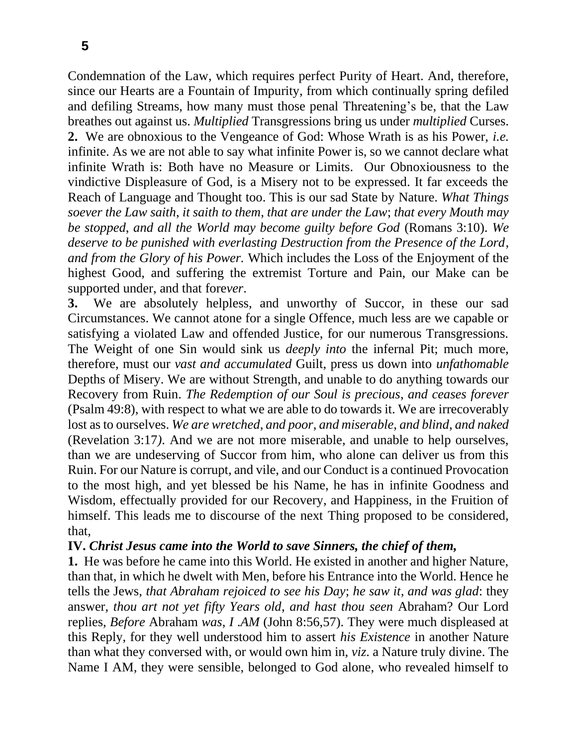Condemnation of the Law, which requires perfect Purity of Heart. And, therefore, since our Hearts are a Fountain of Impurity, from which continually spring defiled and defiling Streams, how many must those penal Threatening's be, that the Law breathes out against us. *Multiplied* Transgressions bring us under *multiplied* Curses.

**2.** We are obnoxious to the Vengeance of God: Whose Wrath is as his Power, *i.e.* infinite. As we are not able to say what infinite Power is, so we cannot declare what infinite Wrath is: Both have no Measure or Limits. Our Obnoxiousness to the vindictive Displeasure of God, is a Misery not to be expressed. It far exceeds the Reach of Language and Thought too. This is our sad State by Nature. *What Things soever the Law saith, it saith to them, that are under the Law*; *that every Mouth may be stopped*, *and all the World may become guilty before God* (Romans 3:10). *We deserve to be punished with everlasting Destruction from the Presence of the Lord*, *and from the Glory of his Power.* Which includes the Loss of the Enjoyment of the highest Good, and suffering the extremist Torture and Pain, our Make can be supported under, and that fore*ver*.

**3.** We are absolutely helpless, and unworthy of Succor, in these our sad Circumstances. We cannot atone for a single Offence, much less are we capable or satisfying a violated Law and offended Justice, for our numerous Transgressions. The Weight of one Sin would sink us *deeply into* the infernal Pit; much more, therefore, must our *vast and accumulated* Guilt, press us down into *unfathomable* Depths of Misery. We are without Strength, and unable to do anything towards our Recovery from Ruin. *The Redemption of our Soul is precious*, *and ceases forever* (Psalm 49:8), with respect to what we are able to do towards it. We are irrecoverably lost as to ourselves. *We are wretched*, *and poor*, *and miserable*, *and blind*, *and naked* (Revelation 3:17*)*. And we are not more miserable, and unable to help ourselves, than we are undeserving of Succor from him, who alone can deliver us from this Ruin. For our Nature is corrupt, and vile, and our Conduct is a continued Provocation to the most high, and yet blessed be his Name, he has in infinite Goodness and Wisdom, effectually provided for our Recovery, and Happiness, in the Fruition of himself. This leads me to discourse of the next Thing proposed to be considered, that,

**IV.** ***Christ Jesus came into the World to save Sinners, the chief of them,***

**1.** He was before he came into this World. He existed in another and higher Nature, than that, in which he dwelt with Men, before his Entrance into the World. Hence he tells the Jews, *that Abraham rejoiced to see his Day*; *he saw it*, *and was glad*: they answer, *thou art not yet fifty Years old*, *and hast thou seen* Abraham? Our Lord replies, *Before* Abraham *was*, *I .AM* (John 8:56,57). They were much displeased at this Reply, for they well understood him to assert *his Existence* in another Nature than what they conversed with, or would own him in, *viz*. a Nature truly divine. The Name I AM, they were sensible, belonged to God alone, who revealed himself to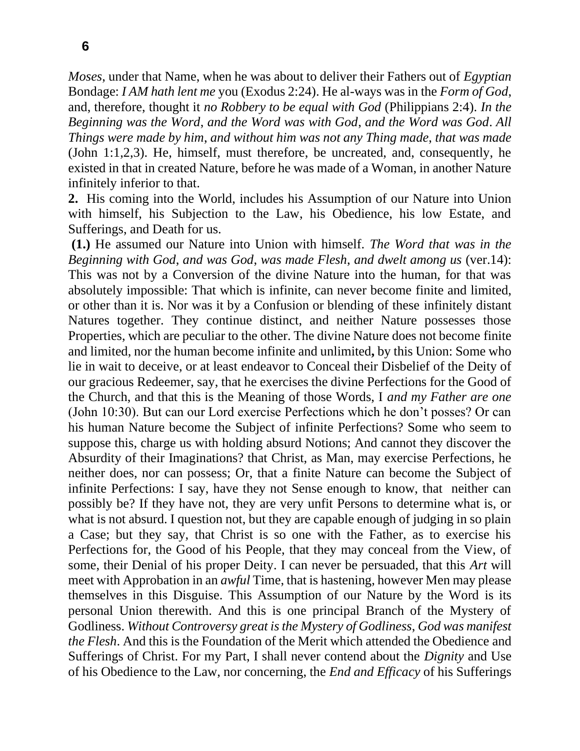*Moses*, under that Name, when he was about to deliver their Fathers out of *Egyptian* Bondage: *I AM hath lent me* you (Exodus 2:24). He al-ways was in the *Form of God*, and, therefore, thought it *no Robbery to be equal with God* (Philippians 2:4). *In the Beginning was the Word*, *and the Word was with God*, *and the Word was God*. *All Things were made by him*, *and without him was not any Thing made*, *that was made* (John 1:1,2,3). He, himself, must therefore, be uncreated, and, consequently, he existed in that in created Nature, before he was made of a Woman, in another Nature infinitely inferior to that.

**2.** His coming into the World, includes his Assumption of our Nature into Union with himself, his Subjection to the Law, his Obedience, his low Estate, and Sufferings, and Death for us.

**(1.)** He assumed our Nature into Union with himself. *The Word that was in the Beginning with God*, *and was God*, *was made Flesh*, *and dwelt among us* (ver.14): This was not by a Conversion of the divine Nature into the human, for that was absolutely impossible: That which is infinite, can never become finite and limited, or other than it is. Nor was it by a Confusion or blending of these infinitely distant Natures together. They continue distinct, and neither Nature possesses those Properties, which are peculiar to the other. The divine Nature does not become finite and limited, nor the human become infinite and unlimited**,** by this Union: Some who lie in wait to deceive, or at least endeavor to Conceal their Disbelief of the Deity of our gracious Redeemer, say, that he exercises the divine Perfections for the Good of the Church, and that this is the Meaning of those Words, I *and my Father are one* (John 10:30). But can our Lord exercise Perfections which he don't posses? Or can his human Nature become the Subject of infinite Perfections? Some who seem to suppose this, charge us with holding absurd Notions; And cannot they discover the Absurdity of their Imaginations? that Christ, as Man, may exercise Perfections, he neither does, nor can possess; Or, that a finite Nature can become the Subject of infinite Perfections: I say, have they not Sense enough to know, that neither can possibly be? If they have not, they are very unfit Persons to determine what is, or what is not absurd. I question not, but they are capable enough of judging in so plain a Case; but they say, that Christ is so one with the Father, as to exercise his Perfections for, the Good of his People, that they may conceal from the View, of some, their Denial of his proper Deity. I can never be persuaded, that this *Art* will meet with Approbation in an *awful* Time, that is hastening, however Men may please themselves in this Disguise. This Assumption of our Nature by the Word is its personal Union therewith. And this is one principal Branch of the Mystery of Godliness. *Without Controversy great is the Mystery of Godliness*, *God was manifest the Flesh*. And this is the Foundation of the Merit which attended the Obedience and Sufferings of Christ. For my Part, I shall never contend about the *Dignity* and Use of his Obedience to the Law, nor concerning, the *End and Efficacy* of his Sufferings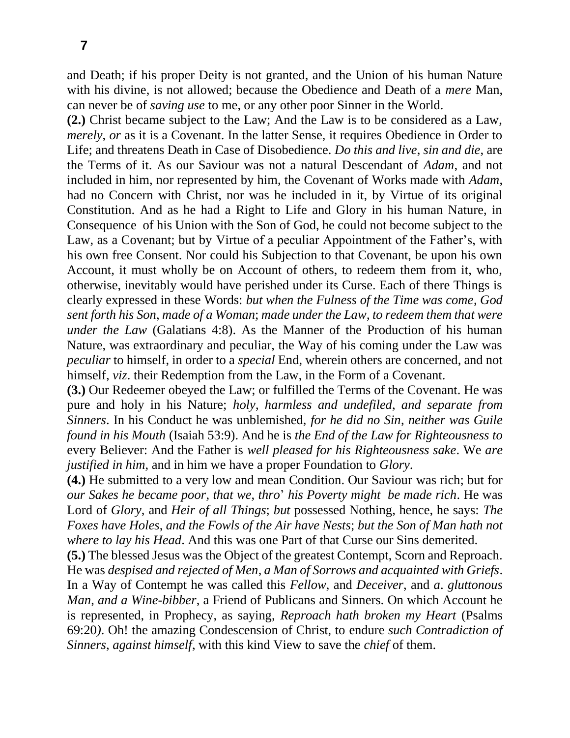and Death; if his proper Deity is not granted, and the Union of his human Nature with his divine, is not allowed; because the Obedience and Death of a *mere* Man, can never be of *saving use* to me, or any other poor Sinner in the World.

**(2.)** Christ became subject to the Law; And the Law is to be considered as a Law, *merely*, *or* as it is a Covenant. In the latter Sense, it requires Obedience in Order to Life; and threatens Death in Case of Disobedience. *Do this and live, sin and die,* are the Terms of it. As our Saviour was not a natural Descendant of *Adam*, and not included in him, nor represented by him, the Covenant of Works made with *Adam*, had no Concern with Christ, nor was he included in it, by Virtue of its original Constitution. And as he had a Right to Life and Glory in his human Nature, in Consequence of his Union with the Son of God, he could not become subject to the Law, as a Covenant; but by Virtue of a peculiar Appointment of the Father's, with his own free Consent. Nor could his Subjection to that Covenant, be upon his own Account, it must wholly be on Account of others, to redeem them from it, who, otherwise, inevitably would have perished under its Curse. Each of there Things is clearly expressed in these Words: *but when the Fulness of the Time was come*, *God sent forth his Son*, *made of a Woman*; *made under the Law*, *to redeem them that were under the Law* (Galatians 4:8). As the Manner of the Production of his human Nature, was extraordinary and peculiar, the Way of his coming under the Law was *peculiar* to himself, in order to a *special* End, wherein others are concerned, and not himself, *viz*. their Redemption from the Law, in the Form of a Covenant.

**(3.)** Our Redeemer obeyed the Law; or fulfilled the Terms of the Covenant. He was pure and holy in his Nature; *holy*, *harmless and undefiled*, *and separate from Sinners*. In his Conduct he was unblemished, *for he did no Sin*, *neither was Guile found in his Mouth* (Isaiah 53:9). And he is *the End of the Law for Righteousness to* every Believer: And the Father is *well pleased for his Righteousness sake*. We *are justified in him*, and in him we have a proper Foundation to *Glory*.

**(4.)** He submitted to a very low and mean Condition. Our Saviour was rich; but for *our Sakes he became poor*, *that we*, *thro*' *his Poverty might be made rich*. He was Lord of *Glory*, and *Heir of all Things*; *but* possessed Nothing, hence, he says: *The Foxes have Holes*, *and the Fowls of the Air have Nests*; *but the Son of Man hath not where to lay his Head*. And this was one Part of that Curse our Sins demerited.

**(5.)** The blessed Jesus was the Object of the greatest Contempt, Scorn and Reproach. He was *despised and rejected of Men*, *a Man of Sorrows and acquainted with Griefs*. In a Way of Contempt he was called this *Fellow*, and *Deceiver*, and *a*. *gluttonous Man, and a Wine-bibber*, a Friend of Publicans and Sinners. On which Account he is represented, in Prophecy, as saying, *Reproach hath broken my Heart* (Psalms 69:20*)*. Oh! the amazing Condescension of Christ, to endure *such Contradiction of Sinners*, *against himself*, with this kind View to save the *chief* of them.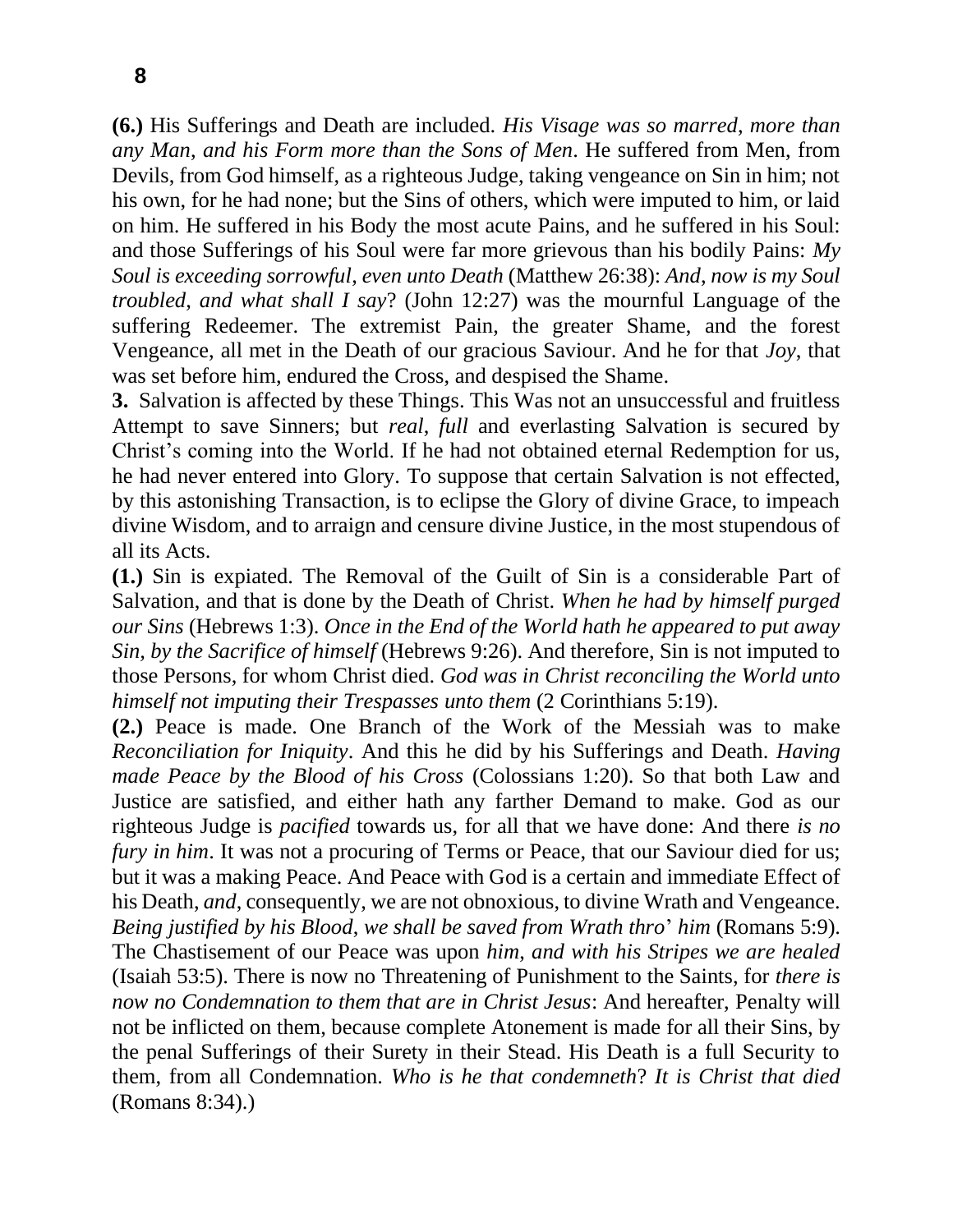**(6.)** His Sufferings and Death are included. *His Visage was so marred, more than any Man, and his Form more than the Sons of Men*. He suffered from Men, from Devils, from God himself, as a righteous Judge, taking vengeance on Sin in him; not his own, for he had none; but the Sins of others, which were imputed to him, or laid on him. He suffered in his Body the most acute Pains, and he suffered in his Soul: and those Sufferings of his Soul were far more grievous than his bodily Pains: *My Soul is exceeding sorrowful, even unto Death* (Matthew 26:38): *And, now is my Soul troubled, and what shall I say*? (John 12:27) was the mournful Language of the suffering Redeemer. The extremist Pain, the greater Shame, and the forest Vengeance, all met in the Death of our gracious Saviour. And he for that *Joy*, that was set before him, endured the Cross, and despised the Shame.

**3.** Salvation is affected by these Things. This Was not an unsuccessful and fruitless Attempt to save Sinners; but *real*, *full* and everlasting Salvation is secured by Christ's coming into the World. If he had not obtained eternal Redemption for us, he had never entered into Glory. To suppose that certain Salvation is not effected, by this astonishing Transaction, is to eclipse the Glory of divine Grace, to impeach divine Wisdom, and to arraign and censure divine Justice, in the most stupendous of all its Acts.

**(1.)** Sin is expiated. The Removal of the Guilt of Sin is a considerable Part of Salvation, and that is done by the Death of Christ. *When he had by himself purged our Sins* (Hebrews 1:3). *Once in the End of the World hath he appeared to put away Sin, by the Sacrifice of himself* (Hebrews 9:26). And therefore, Sin is not imputed to those Persons, for whom Christ died. *God was in Christ reconciling the World unto himself not imputing their Trespasses unto them* (2 Corinthians 5:19).

**(2.)** Peace is made. One Branch of the Work of the Messiah was to make *Reconciliation for Iniquity*. And this he did by his Sufferings and Death. *Having made Peace by the Blood of his Cross* (Colossians 1:20). So that both Law and Justice are satisfied, and either hath any farther Demand to make. God as our righteous Judge is *pacified* towards us, for all that we have done: And there *is no fury in him*. It was not a procuring of Terms or Peace, that our Saviour died for us; but it was a making Peace. And Peace with God is a certain and immediate Effect of his Death, *and*, consequently, we are not obnoxious, to divine Wrath and Vengeance. *Being justified by his Blood, we shall be saved from Wrath thro' him* (Romans 5:9). The Chastisement of our Peace was upon *him, and with his Stripes we are healed* (Isaiah 53:5). There is now no Threatening of Punishment to the Saints, for *there is now no Condemnation to them that are in Christ Jesus*: And hereafter, Penalty will not be inflicted on them, because complete Atonement is made for all their Sins, by the penal Sufferings of their Surety in their Stead. His Death is a full Security to them, from all Condemnation. *Who is he that condemneth*? *It is Christ that died* (Romans 8:34).)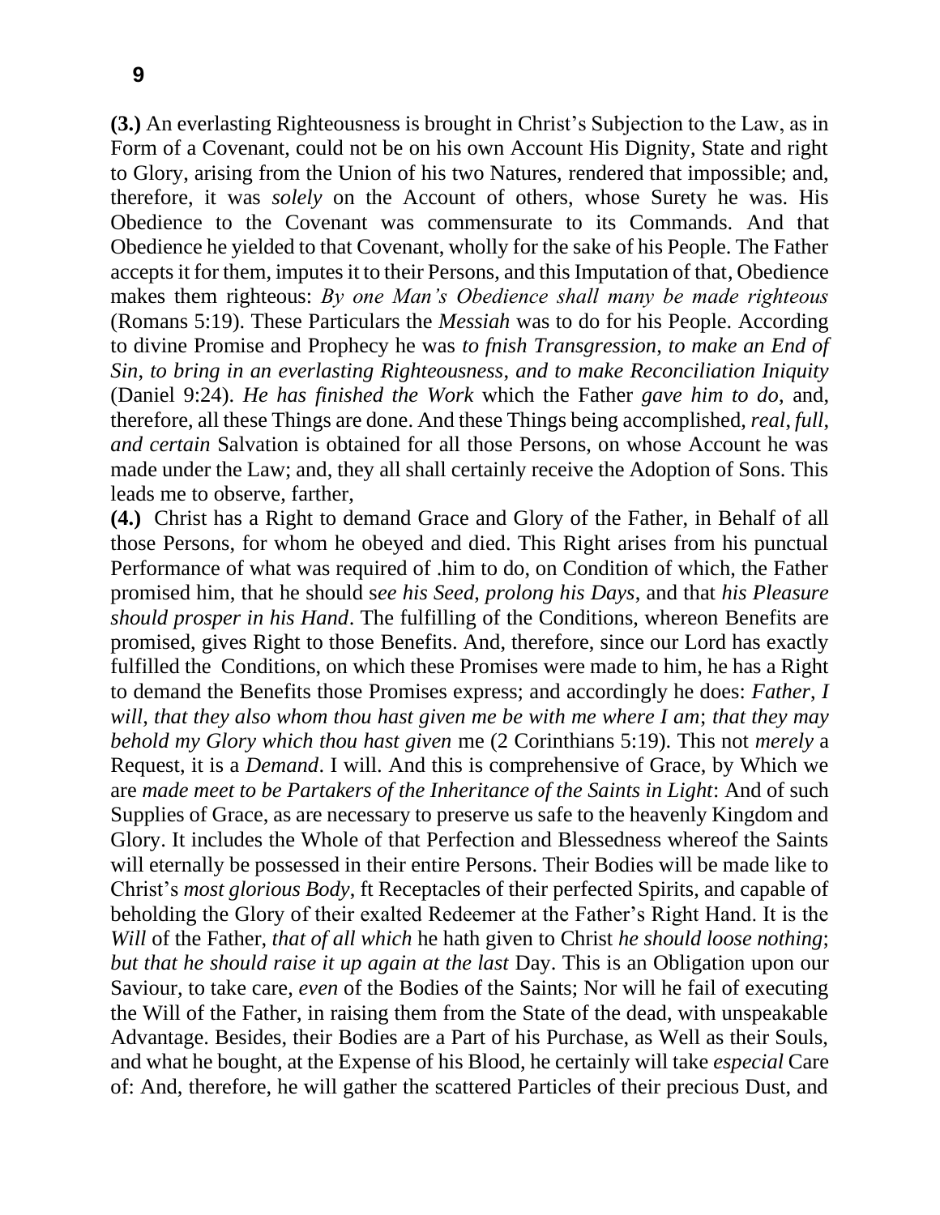**(3.)** An everlasting Righteousness is brought in Christ's Subjection to the Law, as in Form of a Covenant, could not be on his own Account His Dignity, State and right to Glory, arising from the Union of his two Natures, rendered that impossible; and, therefore, it was *solely* on the Account of others, whose Surety he was. His Obedience to the Covenant was commensurate to its Commands. And that Obedience he yielded to that Covenant, wholly for the sake of his People. The Father accepts it for them, imputes it to their Persons, and this Imputation of that, Obedience makes them righteous: *By one Man's Obedience shall many be made righteous* (Romans 5:19). These Particulars the *Messiah* was to do for his People. According to divine Promise and Prophecy he was *to fnish Transgression, to make an End of Sin, to bring in an everlasting Righteousness, and to make Reconciliation Iniquity* (Daniel 9:24). *He has finished the Work* which the Father *gave him to do*, and, therefore, all these Things are done. And these Things being accomplished, *real, full, and certain* Salvation is obtained for all those Persons, on whose Account he was made under the Law; and, they all shall certainly receive the Adoption of Sons. This leads me to observe, farther,

**(4.)** Christ has a Right to demand Grace and Glory of the Father, in Behalf of all those Persons, for whom he obeyed and died. This Right arises from his punctual Performance of what was required of .him to do, on Condition of which, the Father promised him, that he should s*ee his Seed, prolong his Days*, and that *his Pleasure should prosper in his Hand*. The fulfilling of the Conditions, whereon Benefits are promised, gives Right to those Benefits. And, therefore, since our Lord has exactly fulfilled the Conditions, on which these Promises were made to him, he has a Right to demand the Benefits those Promises express; and accordingly he does: *Father, I will, that they also whom thou hast given me be with me where I am*; *that they may behold my Glory which thou hast given* me (2 Corinthians 5:19). This not *merely* a Request, it is a *Demand*. I will. And this is comprehensive of Grace, by Which we are *made meet to be Partakers of the Inheritance of the Saints in Light*: And of such Supplies of Grace, as are necessary to preserve us safe to the heavenly Kingdom and Glory. It includes the Whole of that Perfection and Blessedness whereof the Saints will eternally be possessed in their entire Persons. Their Bodies will be made like to Christ's *most glorious Body*, ft Receptacles of their perfected Spirits, and capable of beholding the Glory of their exalted Redeemer at the Father's Right Hand. It is the *Will* of the Father, *that of all which* he hath given to Christ *he should loose nothing*; *but that he should raise it up again at the last* Day. This is an Obligation upon our Saviour, to take care, *even* of the Bodies of the Saints; Nor will he fail of executing the Will of the Father, in raising them from the State of the dead, with unspeakable Advantage. Besides, their Bodies are a Part of his Purchase, as Well as their Souls, and what he bought, at the Expense of his Blood, he certainly will take *especial* Care of: And, therefore, he will gather the scattered Particles of their precious Dust, and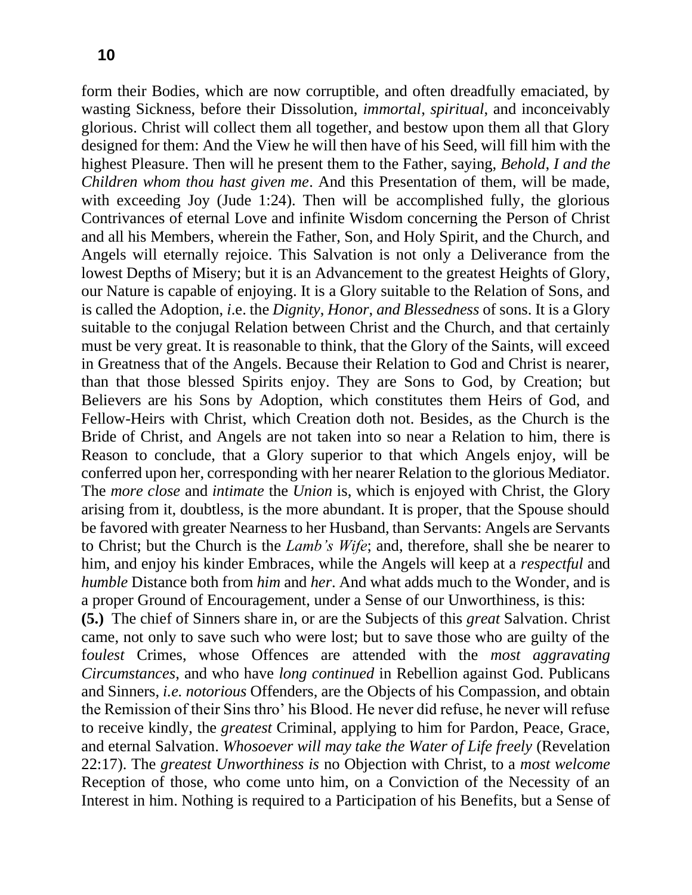form their Bodies, which are now corruptible, and often dreadfully emaciated, by wasting Sickness, before their Dissolution, *immortal, spiritual*, and inconceivably glorious. Christ will collect them all together, and bestow upon them all that Glory designed for them: And the View he will then have of his Seed, will fill him with the highest Pleasure. Then will he present them to the Father, saying, *Behold, I and the Children whom thou hast given me*. And this Presentation of them, will be made, with exceeding Joy (Jude 1:24). Then will be accomplished fully, the glorious Contrivances of eternal Love and infinite Wisdom concerning the Person of Christ and all his Members, wherein the Father, Son, and Holy Spirit, and the Church, and Angels will eternally rejoice. This Salvation is not only a Deliverance from the lowest Depths of Misery; but it is an Advancement to the greatest Heights of Glory, our Nature is capable of enjoying. It is a Glory suitable to the Relation of Sons, and is called the Adoption, *i*.e. the *Dignity*, *Honor*, *and Blessedness* of sons. It is a Glory suitable to the conjugal Relation between Christ and the Church, and that certainly must be very great. It is reasonable to think, that the Glory of the Saints, will exceed in Greatness that of the Angels. Because their Relation to God and Christ is nearer, than that those blessed Spirits enjoy. They are Sons to God, by Creation; but Believers are his Sons by Adoption, which constitutes them Heirs of God, and Fellow-Heirs with Christ, which Creation doth not. Besides, as the Church is the Bride of Christ, and Angels are not taken into so near a Relation to him, there is Reason to conclude, that a Glory superior to that which Angels enjoy, will be conferred upon her, corresponding with her nearer Relation to the glorious Mediator. The *more close* and *intimate* the *Union* is, which is enjoyed with Christ, the Glory arising from it, doubtless, is the more abundant. It is proper, that the Spouse should be favored with greater Nearness to her Husband, than Servants: Angels are Servants to Christ; but the Church is the *Lamb's Wife*; and, therefore, shall she be nearer to him, and enjoy his kinder Embraces, while the Angels will keep at a *respectful* and *humble* Distance both from *him* and *her*. And what adds much to the Wonder, and is a proper Ground of Encouragement, under a Sense of our Unworthiness, is this:

**(5.)** The chief of Sinners share in, or are the Subjects of this *great* Salvation. Christ came, not only to save such who were lost; but to save those who are guilty of the f*oulest* Crimes, whose Offences are attended with the *most aggravating Circumstances*, and who have *long continued* in Rebellion against God. Publicans and Sinners, *i.e. notorious* Offenders, are the Objects of his Compassion, and obtain the Remission of their Sins thro' his Blood. He never did refuse, he never will refuse to receive kindly, the *greatest* Criminal, applying to him for Pardon, Peace, Grace, and eternal Salvation. *Whosoever will may take the Water of Life freely* (Revelation 22:17). The *greatest Unworthiness is* no Objection with Christ, to a *most welcome* Reception of those, who come unto him, on a Conviction of the Necessity of an Interest in him. Nothing is required to a Participation of his Benefits, but a Sense of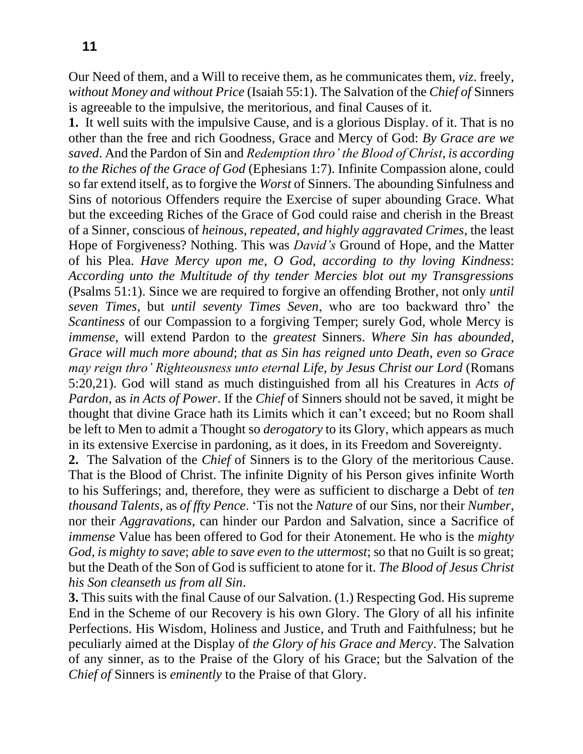Our Need of them, and a Will to receive them, as he communicates them, *viz*. freely, *without Money and without Price* (Isaiah 55:1). The Salvation of the *Chief of* Sinners is agreeable to the impulsive, the meritorious, and final Causes of it.

**1.** It well suits with the impulsive Cause, and is a glorious Display. of it. That is no other than the free and rich Goodness, Grace and Mercy of God: *By Grace are we saved*. And the Pardon of Sin and *Redemption thro' the Blood of Christ*, *is according to the Riches of the Grace of God* (Ephesians 1:7). Infinite Compassion alone, could so far extend itself, as to forgive the *Worst* of Sinners. The abounding Sinfulness and Sins of notorious Offenders require the Exercise of super abounding Grace. What but the exceeding Riches of the Grace of God could raise and cherish in the Breast of a Sinner, conscious of *heinous*, *repeated*, *and highly aggravated Crimes*, the least Hope of Forgiveness? Nothing. This was *David's* Ground of Hope, and the Matter of his Plea. *Have Mercy upon me*, *O God*, *according to thy loving Kindness*: *According unto the Multitude of thy tender Mercies blot out my Transgressions* (Psalms 51:1). Since we are required to forgive an offending Brother, not only *until seven Times*, but *until seventy Times Seven*, who are too backward thro' the *Scantiness* of our Compassion to a forgiving Temper; surely God, whole Mercy is *immense*, will extend Pardon to the *greatest* Sinners. *Where Sin has abounded*, *Grace will much more abound*; *that as Sin has reigned unto Death*, *even so Grace may reign thro' Righteousness unto eternal Life*, *by Jesus Christ our Lord* (Romans 5:20,21). God will stand as much distinguished from all his Creatures in *Acts of Pardon*, as *in Acts of Power*. If the *Chief* of Sinners should not be saved, it might be thought that divine Grace hath its Limits which it can't exceed; but no Room shall be left to Men to admit a Thought so *derogatory* to its Glory, which appears as much in its extensive Exercise in pardoning, as it does, in its Freedom and Sovereignty.

**2.** The Salvation of the *Chief* of Sinners is to the Glory of the meritorious Cause. That is the Blood of Christ. The infinite Dignity of his Person gives infinite Worth to his Sufferings; and, therefore, they were as sufficient to discharge a Debt of *ten thousand Talents*, as *of ffty Pence*. 'Tis not the *Nature* of our Sins, nor their *Number*, nor their *Aggravations*, can hinder our Pardon and Salvation, since a Sacrifice of *immense* Value has been offered to God for their Atonement. He who is the *mighty God*, *is mighty to save*; *able to save even to the uttermost*; so that no Guilt is so great; but the Death of the Son of God is sufficient to atone for it. *The Blood of Jesus Christ his Son cleanseth us from all Sin*.

**3.** This suits with the final Cause of our Salvation. (1.) Respecting God. His supreme End in the Scheme of our Recovery is his own Glory. The Glory of all his infinite Perfections. His Wisdom, Holiness and Justice, and Truth and Faithfulness; but he peculiarly aimed at the Display of *the Glory of his Grace and Mercy*. The Salvation of any sinner, as to the Praise of the Glory of his Grace; but the Salvation of the *Chief of* Sinners is *eminently* to the Praise of that Glory.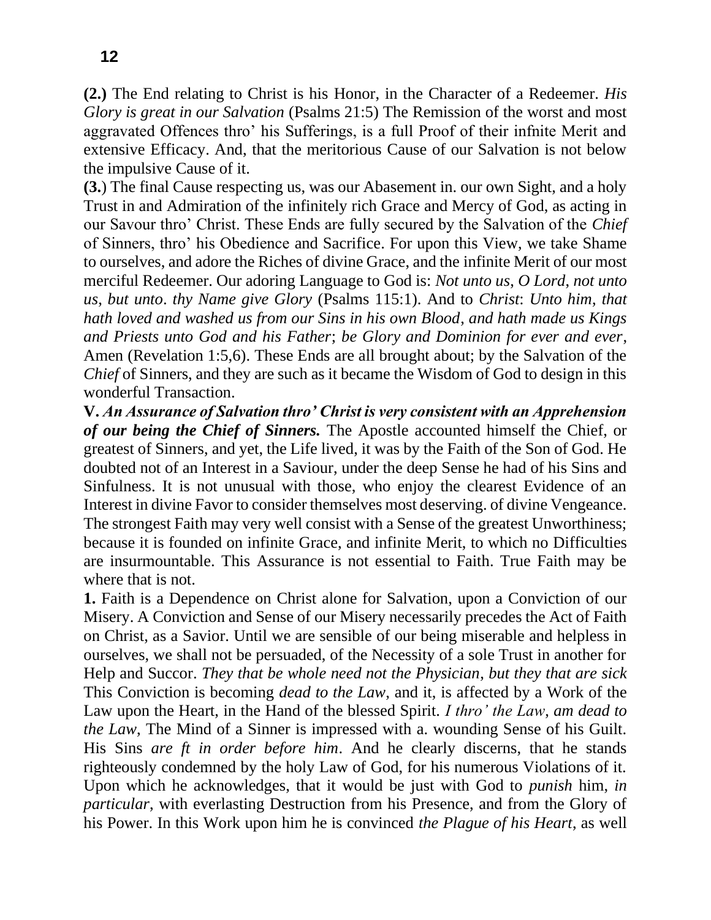**(2.)** The End relating to Christ is his Honor, in the Character of a Redeemer. *His Glory is great in our Salvation* (Psalms 21:5) The Remission of the worst and most aggravated Offences thro' his Sufferings, is a full Proof of their infnite Merit and extensive Efficacy. And, that the meritorious Cause of our Salvation is not below the impulsive Cause of it.

**(3.**) The final Cause respecting us, was our Abasement in. our own Sight, and a holy Trust in and Admiration of the infinitely rich Grace and Mercy of God, as acting in our Savour thro' Christ. These Ends are fully secured by the Salvation of the *Chief* of Sinners, thro' his Obedience and Sacrifice. For upon this View, we take Shame to ourselves, and adore the Riches of divine Grace, and the infinite Merit of our most merciful Redeemer. Our adoring Language to God is: *Not unto us, O Lord, not unto us, but unto. thy Name give Glory* (Psalms 115:1). And to *Christ*: *Unto him, that hath loved and washed us from our Sins in his own Blood, and hath made us Kings and Priests unto God and his Father*; *be Glory and Dominion for ever and ever*, Amen (Revelation 1:5,6). These Ends are all brought about; by the Salvation of the *Chief* of Sinners, and they are such as it became the Wisdom of God to design in this wonderful Transaction.

**V.** ***An Assurance of Salvation thro' Christ is very consistent with an Apprehension of our being the Chief of Sinners.*** The Apostle accounted himself the Chief, or greatest of Sinners, and yet, the Life lived, it was by the Faith of the Son of God. He doubted not of an Interest in a Saviour, under the deep Sense he had of his Sins and Sinfulness. It is not unusual with those, who enjoy the clearest Evidence of an Interest in divine Favor to consider themselves most deserving. of divine Vengeance. The strongest Faith may very well consist with a Sense of the greatest Unworthiness; because it is founded on infinite Grace, and infinite Merit, to which no Difficulties are insurmountable. This Assurance is not essential to Faith. True Faith may be where that is not.

**1.** Faith is a Dependence on Christ alone for Salvation, upon a Conviction of our Misery. A Conviction and Sense of our Misery necessarily precedes the Act of Faith on Christ, as a Savior. Until we are sensible of our being miserable and helpless in ourselves, we shall not be persuaded, of the Necessity of a sole Trust in another for Help and Succor. *They that be whole need not the Physician, but they that are sick* This Conviction is becoming *dead to the Law*, and it, is affected by a Work of the Law upon the Heart, in the Hand of the blessed Spirit. *I thro' the Law, am dead to the Law*, The Mind of a Sinner is impressed with a. wounding Sense of his Guilt. His Sins *are ft in order before him*. And he clearly discerns, that he stands righteously condemned by the holy Law of God, for his numerous Violations of it. Upon which he acknowledges, that it would be just with God to *punish* him, *in particular*, with everlasting Destruction from his Presence, and from the Glory of his Power. In this Work upon him he is convinced *the Plague of his Heart*, as well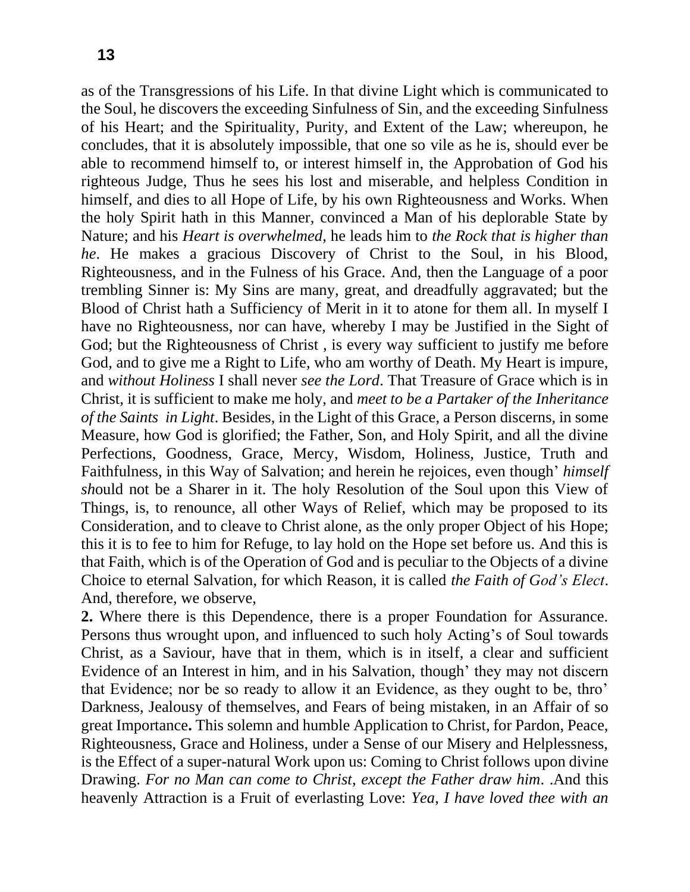as of the Transgressions of his Life. In that divine Light which is communicated to the Soul, he discovers the exceeding Sinfulness of Sin, and the exceeding Sinfulness of his Heart; and the Spirituality, Purity, and Extent of the Law; whereupon, he concludes, that it is absolutely impossible, that one so vile as he is, should ever be able to recommend himself to, or interest himself in, the Approbation of God his righteous Judge, Thus he sees his lost and miserable, and helpless Condition in himself, and dies to all Hope of Life, by his own Righteousness and Works. When the holy Spirit hath in this Manner, convinced a Man of his deplorable State by Nature; and his *Heart is overwhelmed*, he leads him to *the Rock that is higher than he*. He makes a gracious Discovery of Christ to the Soul, in his Blood, Righteousness, and in the Fulness of his Grace. And, then the Language of a poor trembling Sinner is: My Sins are many, great, and dreadfully aggravated; but the Blood of Christ hath a Sufficiency of Merit in it to atone for them all. In myself I have no Righteousness, nor can have, whereby I may be Justified in the Sight of God; but the Righteousness of Christ , is every way sufficient to justify me before God, and to give me a Right to Life, who am worthy of Death. My Heart is impure, and *without Holiness* I shall never *see the Lord*. That Treasure of Grace which is in Christ, it is sufficient to make me holy, and *meet to be a Partaker of the Inheritance of the Saints in Light*. Besides, in the Light of this Grace, a Person discerns, in some Measure, how God is glorified; the Father, Son, and Holy Spirit, and all the divine Perfections, Goodness, Grace, Mercy, Wisdom, Holiness, Justice, Truth and Faithfulness, in this Way of Salvation; and herein he rejoices, even though' *himself sh*ould not be a Sharer in it. The holy Resolution of the Soul upon this View of Things, is, to renounce, all other Ways of Relief, which may be proposed to its Consideration, and to cleave to Christ alone, as the only proper Object of his Hope; this it is to fee to him for Refuge, to lay hold on the Hope set before us. And this is that Faith, which is of the Operation of God and is peculiar to the Objects of a divine Choice to eternal Salvation, for which Reason, it is called *the Faith of God's Elect*. And, therefore, we observe,

**2.** Where there is this Dependence, there is a proper Foundation for Assurance. Persons thus wrought upon, and influenced to such holy Acting's of Soul towards Christ, as a Saviour, have that in them, which is in itself, a clear and sufficient Evidence of an Interest in him, and in his Salvation, though' they may not discern that Evidence; nor be so ready to allow it an Evidence, as they ought to be, thro' Darkness, Jealousy of themselves, and Fears of being mistaken, in an Affair of so great Importance**.** This solemn and humble Application to Christ, for Pardon, Peace, Righteousness, Grace and Holiness, under a Sense of our Misery and Helplessness, is the Effect of a super-natural Work upon us: Coming to Christ follows upon divine Drawing. *For no Man can come to Christ, except the Father draw him*. .And this heavenly Attraction is a Fruit of everlasting Love: *Yea, I have loved thee with an*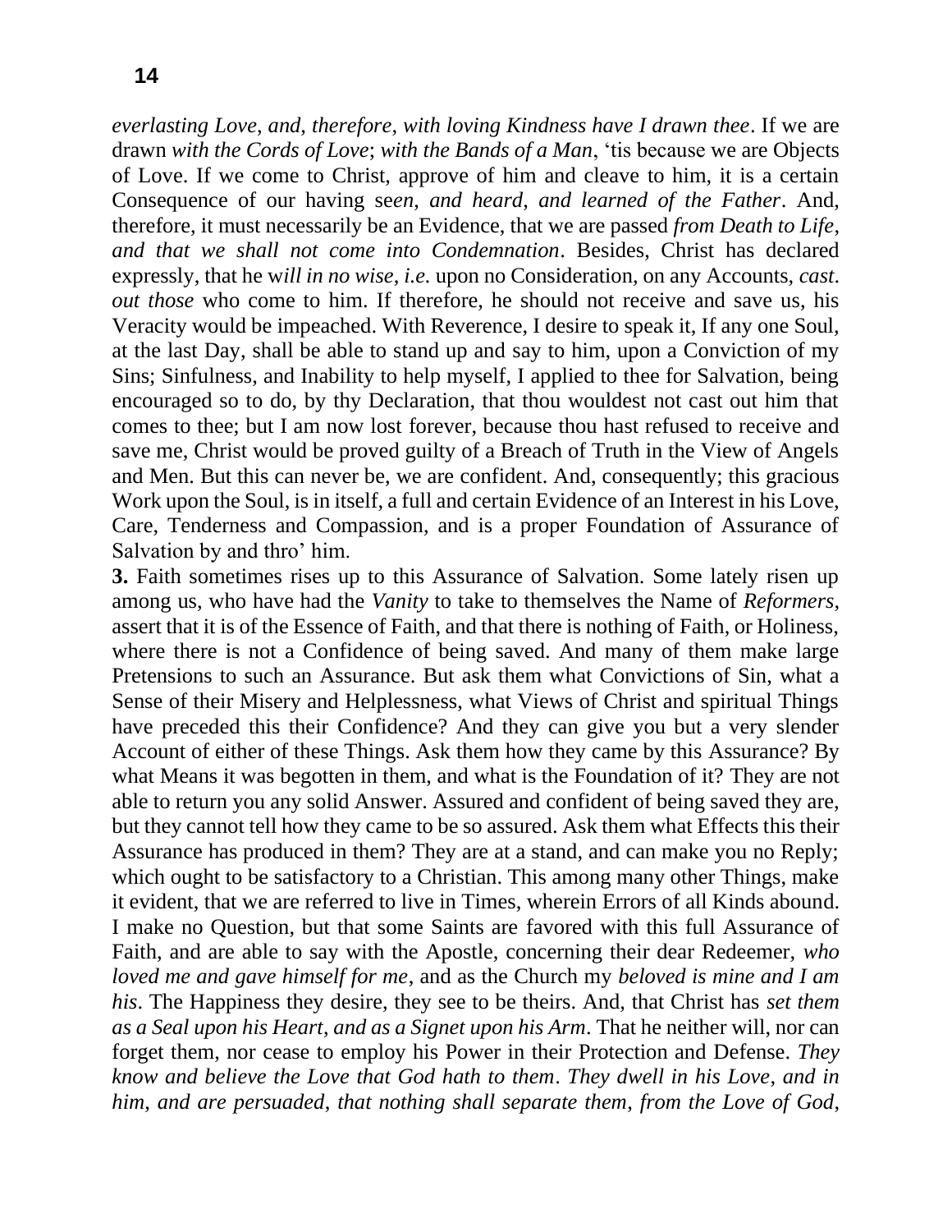*everlasting Love*, *and*, *therefore*, *with loving Kindness have I drawn thee*. If we are drawn *with the Cords of Love*; *with the Bands of a Man*, 'tis because we are Objects of Love. If we come to Christ, approve of him and cleave to him, it is a certain Consequence of our having se*en, and heard, and learned of the Father*. And, therefore, it must necessarily be an Evidence, that we are passed *from Death to Life*, *and that we shall not come into Condemnation*. Besides, Christ has declared expressly, that he w*ill in no wise*, *i.e*. upon no Consideration, on any Accounts, *cast*. *out those* who come to him. If therefore, he should not receive and save us, his Veracity would be impeached. With Reverence, I desire to speak it, If any one Soul, at the last Day, shall be able to stand up and say to him, upon a Conviction of my Sins; Sinfulness, and Inability to help myself, I applied to thee for Salvation, being encouraged so to do, by thy Declaration, that thou wouldest not cast out him that comes to thee; but I am now lost forever, because thou hast refused to receive and save me, Christ would be proved guilty of a Breach of Truth in the View of Angels and Men. But this can never be, we are confident. And, consequently; this gracious Work upon the Soul, is in itself, a full and certain Evidence of an Interest in his Love, Care, Tenderness and Compassion, and is a proper Foundation of Assurance of Salvation by and thro' him.

**3.** Faith sometimes rises up to this Assurance of Salvation. Some lately risen up among us, who have had the *Vanity* to take to themselves the Name of *Reformers*, assert that it is of the Essence of Faith, and that there is nothing of Faith, or Holiness, where there is not a Confidence of being saved. And many of them make large Pretensions to such an Assurance. But ask them what Convictions of Sin, what a Sense of their Misery and Helplessness, what Views of Christ and spiritual Things have preceded this their Confidence? And they can give you but a very slender Account of either of these Things. Ask them how they came by this Assurance? By what Means it was begotten in them, and what is the Foundation of it? They are not able to return you any solid Answer. Assured and confident of being saved they are, but they cannot tell how they came to be so assured. Ask them what Effects this their Assurance has produced in them? They are at a stand, and can make you no Reply; which ought to be satisfactory to a Christian. This among many other Things, make it evident, that we are referred to live in Times, wherein Errors of all Kinds abound. I make no Question, but that some Saints are favored with this full Assurance of Faith, and are able to say with the Apostle, concerning their dear Redeemer, *who loved me and gave himself for me*, and as the Church my *beloved is mine and I am his*. The Happiness they desire, they see to be theirs. And, that Christ has *set them as a Seal upon his Heart*, *and as a Signet upon his Arm*. That he neither will, nor can forget them, nor cease to employ his Power in their Protection and Defense. *They know and believe the Love that God hath to them*. *They dwell in his Love*, *and in him*, *and are persuaded*, *that nothing shall separate them*, *from the Love of God*,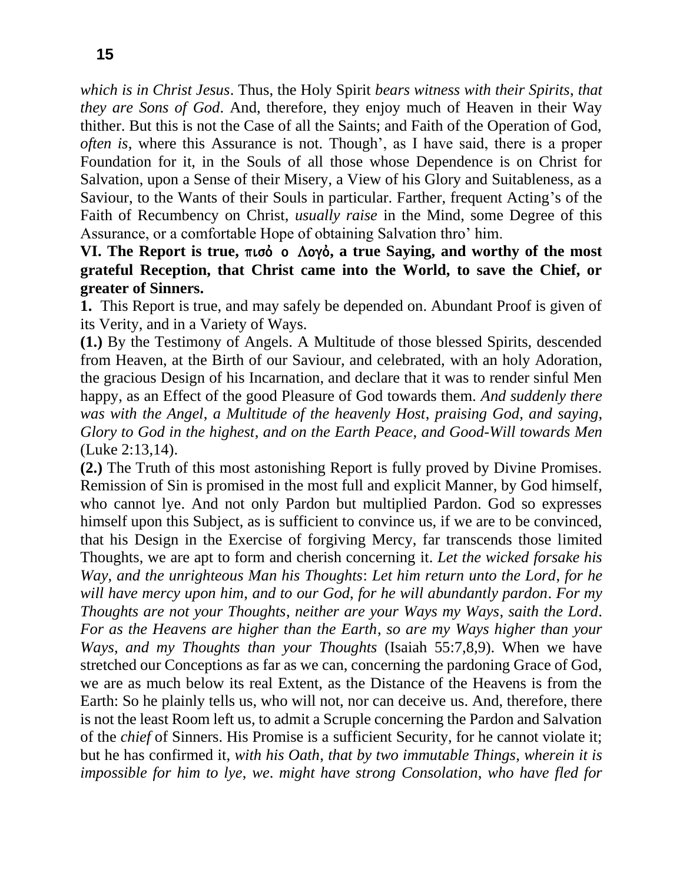*which is in Christ Jesus*. Thus, the Holy Spirit *bears witness with their Spirits*, *that they are Sons of God*. And, therefore, they enjoy much of Heaven in their Way thither. But this is not the Case of all the Saints; and Faith of the Operation of God, *often is*, where this Assurance is not. Though', as I have said, there is a proper Foundation for it, in the Souls of all those whose Dependence is on Christ for Salvation, upon a Sense of their Misery, a View of his Glory and Suitableness, as a Saviour, to the Wants of their Souls in particular. Farther, frequent Acting's of the Faith of Recumbency on Christ, *usually raise* in the Mind, some Degree of this Assurance, or a comfortable Hope of obtaining Salvation thro' him.

**VI. The Report is true, πιϲὀ ο Λογὀ, a true Saying, and worthy of the most grateful Reception, that Christ came into the World, to save the Chief, or greater of Sinners.**

**1.** This Report is true, and may safely be depended on. Abundant Proof is given of its Verity, and in a Variety of Ways.

**(1.)** By the Testimony of Angels. A Multitude of those blessed Spirits, descended from Heaven, at the Birth of our Saviour, and celebrated, with an holy Adoration, the gracious Design of his Incarnation, and declare that it was to render sinful Men happy, as an Effect of the good Pleasure of God towards them. *And suddenly there was with the Angel*, *a Multitude of the heavenly Host*, *praising God*, *and saying*, *Glory to God in the highest*, *and on the Earth Peace*, *and Good-Will towards Men* (Luke 2:13,14).

**(2.)** The Truth of this most astonishing Report is fully proved by Divine Promises. Remission of Sin is promised in the most full and explicit Manner, by God himself, who cannot lye. And not only Pardon but multiplied Pardon. God so expresses himself upon this Subject, as is sufficient to convince us, if we are to be convinced, that his Design in the Exercise of forgiving Mercy, far transcends those limited Thoughts, we are apt to form and cherish concerning it. *Let the wicked forsake his Way*, *and the unrighteous Man his Thoughts*: *Let him return unto the Lord*, *for he will have mercy upon him*, *and to our God*, *for he will abundantly pardon*. *For my Thoughts are not your Thoughts*, *neither are your Ways my Ways*, *saith the Lord*. *For as the Heavens are higher than the Earth*, *so are my Ways higher than your Ways*, *and my Thoughts than your Thoughts* (Isaiah 55:7,8,9). When we have stretched our Conceptions as far as we can, concerning the pardoning Grace of God, we are as much below its real Extent, as the Distance of the Heavens is from the Earth: So he plainly tells us, who will not, nor can deceive us. And, therefore, there is not the least Room left us, to admit a Scruple concerning the Pardon and Salvation of the *chief* of Sinners. His Promise is a sufficient Security, for he cannot violate it; but he has confirmed it, *with his Oath*, *that by two immutable Things*, *wherein it is impossible for him to lye*, *we*. *might have strong Consolation*, *who have fled for*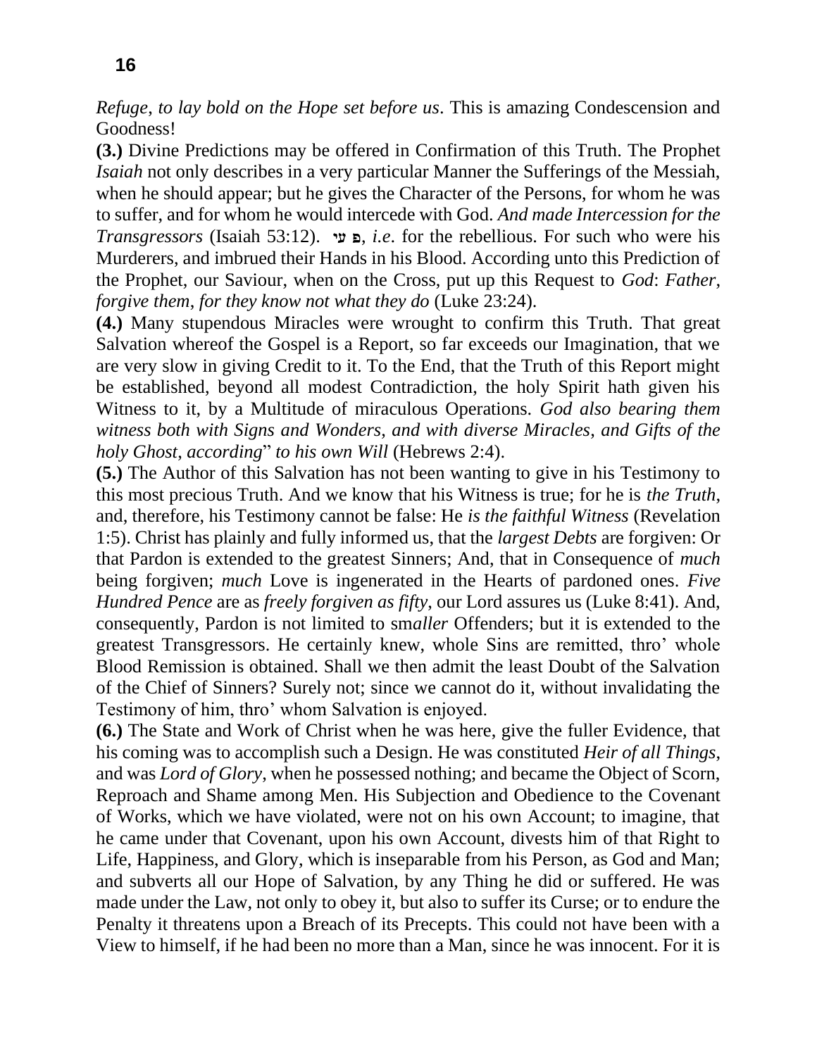*Refuge*, *to lay bold on the Hope set before us*. This is amazing Condescension and Goodness!

**(3.)** Divine Predictions may be offered in Confirmation of this Truth. The Prophet *Isaiah* not only describes in a very particular Manner the Sufferings of the Messiah, when he should appear; but he gives the Character of the Persons, for whom he was to suffer, and for whom he would intercede with God. *And made Intercession for the Transgressors* (Isaiah 53:12). פ עי, *i.e*. for the rebellious. For such who were his Murderers, and imbrued their Hands in his Blood. According unto this Prediction of the Prophet, our Saviour, when on the Cross, put up this Request to *God*: *Father*, *forgive them*, *for they know not what they do* (Luke 23:24).

**(4.)** Many stupendous Miracles were wrought to confirm this Truth. That great Salvation whereof the Gospel is a Report, so far exceeds our Imagination, that we are very slow in giving Credit to it. To the End, that the Truth of this Report might be established, beyond all modest Contradiction, the holy Spirit hath given his Witness to it, by a Multitude of miraculous Operations. *God also bearing them witness both with Signs and Wonders*, *and with diverse Miracles*, *and Gifts of the holy Ghost*, *according*" *to his own Will* (Hebrews 2:4).

**(5.)** The Author of this Salvation has not been wanting to give in his Testimony to this most precious Truth. And we know that his Witness is true; for he is *the Truth*, and, therefore, his Testimony cannot be false: He *is the faithful Witness* (Revelation 1:5). Christ has plainly and fully informed us, that the *largest Debts* are forgiven: Or that Pardon is extended to the greatest Sinners; And, that in Consequence of *much* being forgiven; *much* Love is ingenerated in the Hearts of pardoned ones. *Five Hundred Pence* are as *freely forgiven as fifty*, our Lord assures us (Luke 8:41). And, consequently, Pardon is not limited to sm*aller* Offenders; but it is extended to the greatest Transgressors. He certainly knew, whole Sins are remitted, thro' whole Blood Remission is obtained. Shall we then admit the least Doubt of the Salvation of the Chief of Sinners? Surely not; since we cannot do it, without invalidating the Testimony of him, thro' whom Salvation is enjoyed.

**(6.)** The State and Work of Christ when he was here, give the fuller Evidence, that his coming was to accomplish such a Design. He was constituted *Heir of all Things*, and was *Lord of Glory*, when he possessed nothing; and became the Object of Scorn, Reproach and Shame among Men. His Subjection and Obedience to the Covenant of Works, which we have violated, were not on his own Account; to imagine, that he came under that Covenant, upon his own Account, divests him of that Right to Life, Happiness, and Glory, which is inseparable from his Person, as God and Man; and subverts all our Hope of Salvation, by any Thing he did or suffered. He was made under the Law, not only to obey it, but also to suffer its Curse; or to endure the Penalty it threatens upon a Breach of its Precepts. This could not have been with a View to himself, if he had been no more than a Man, since he was innocent. For it is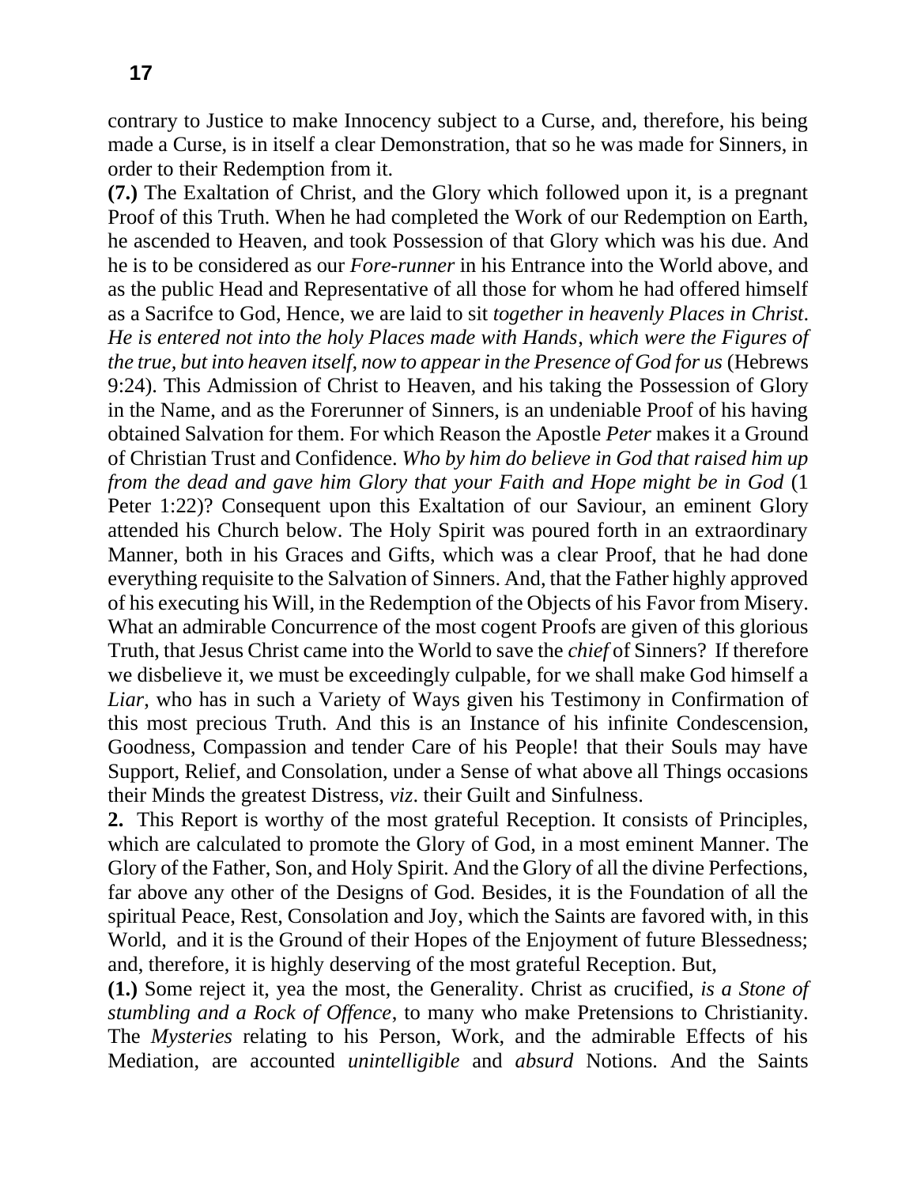contrary to Justice to make Innocency subject to a Curse, and, therefore, his being made a Curse, is in itself a clear Demonstration, that so he was made for Sinners, in order to their Redemption from it.

**(7.)** The Exaltation of Christ, and the Glory which followed upon it, is a pregnant Proof of this Truth. When he had completed the Work of our Redemption on Earth, he ascended to Heaven, and took Possession of that Glory which was his due. And he is to be considered as our *Fore-runner* in his Entrance into the World above, and as the public Head and Representative of all those for whom he had offered himself as a Sacrifce to God, Hence, we are laid to sit *together in heavenly Places in Christ*. *He is entered not into the holy Places made with Hands, which were the Figures of the true, but into heaven itself, now to appear in the Presence of God for us* (Hebrews 9:24). This Admission of Christ to Heaven, and his taking the Possession of Glory in the Name, and as the Forerunner of Sinners, is an undeniable Proof of his having obtained Salvation for them. For which Reason the Apostle *Peter* makes it a Ground of Christian Trust and Confidence. *Who by him do believe in God that raised him up from the dead and gave him Glory that your Faith and Hope might be in God* (1 Peter 1:22)? Consequent upon this Exaltation of our Saviour, an eminent Glory attended his Church below. The Holy Spirit was poured forth in an extraordinary Manner, both in his Graces and Gifts, which was a clear Proof, that he had done everything requisite to the Salvation of Sinners. And, that the Father highly approved of his executing his Will, in the Redemption of the Objects of his Favor from Misery. What an admirable Concurrence of the most cogent Proofs are given of this glorious Truth, that Jesus Christ came into the World to save the *chief* of Sinners? If therefore we disbelieve it, we must be exceedingly culpable, for we shall make God himself a *Liar*, who has in such a Variety of Ways given his Testimony in Confirmation of this most precious Truth. And this is an Instance of his infinite Condescension, Goodness, Compassion and tender Care of his People! that their Souls may have Support, Relief, and Consolation, under a Sense of what above all Things occasions their Minds the greatest Distress, *viz*. their Guilt and Sinfulness.

**2.** This Report is worthy of the most grateful Reception. It consists of Principles, which are calculated to promote the Glory of God, in a most eminent Manner. The Glory of the Father, Son, and Holy Spirit. And the Glory of all the divine Perfections, far above any other of the Designs of God. Besides, it is the Foundation of all the spiritual Peace, Rest, Consolation and Joy, which the Saints are favored with, in this World, and it is the Ground of their Hopes of the Enjoyment of future Blessedness; and, therefore, it is highly deserving of the most grateful Reception. But,

**(1.)** Some reject it, yea the most, the Generality. Christ as crucified, *is a Stone of stumbling and a Rock of Offence*, to many who make Pretensions to Christianity. The *Mysteries* relating to his Person, Work, and the admirable Effects of his Mediation, are accounted *unintelligible* and *absurd* Notions. And the Saints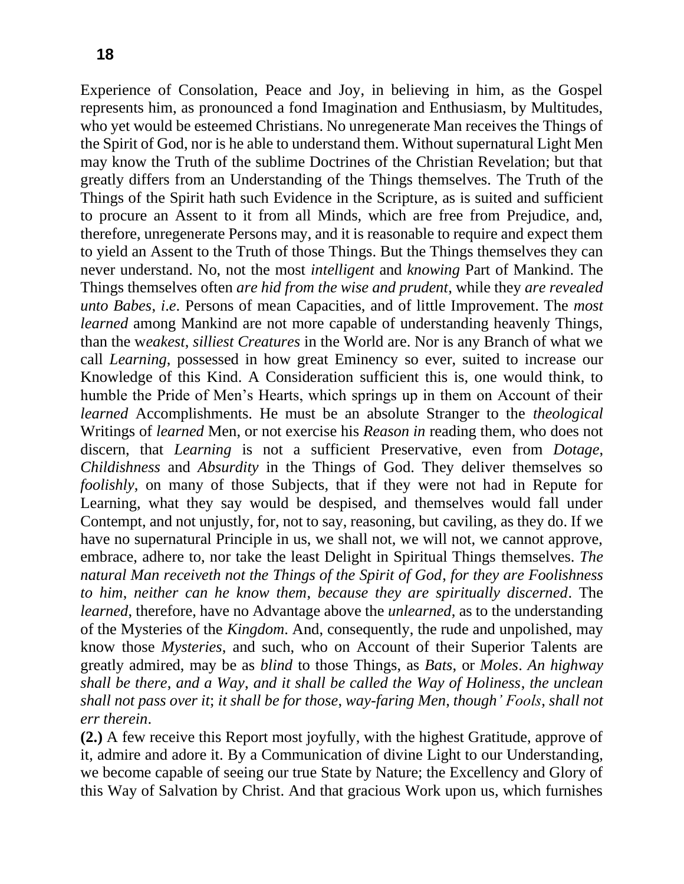Experience of Consolation, Peace and Joy, in believing in him, as the Gospel represents him, as pronounced a fond Imagination and Enthusiasm, by Multitudes, who yet would be esteemed Christians. No unregenerate Man receives the Things of the Spirit of God, nor is he able to understand them. Without supernatural Light Men may know the Truth of the sublime Doctrines of the Christian Revelation; but that greatly differs from an Understanding of the Things themselves. The Truth of the Things of the Spirit hath such Evidence in the Scripture, as is suited and sufficient to procure an Assent to it from all Minds, which are free from Prejudice, and, therefore, unregenerate Persons may, and it is reasonable to require and expect them to yield an Assent to the Truth of those Things. But the Things themselves they can never understand. No, not the most *intelligent* and *knowing* Part of Mankind. The Things themselves often *are hid from the wise and prudent*, while they *are revealed unto Babes*, *i.e*. Persons of mean Capacities, and of little Improvement. The *most learned* among Mankind are not more capable of understanding heavenly Things, than the w*eakest*, *silliest Creatures* in the World are. Nor is any Branch of what we call *Learning*, possessed in how great Eminency so ever, suited to increase our Knowledge of this Kind. A Consideration sufficient this is, one would think, to humble the Pride of Men's Hearts, which springs up in them on Account of their *learned* Accomplishments. He must be an absolute Stranger to the *theological* Writings of *learned* Men, or not exercise his *Reason in* reading them, who does not discern, that *Learning* is not a sufficient Preservative, even from *Dotage*, *Childishness* and *Absurdity* in the Things of God. They deliver themselves so *foolishly*, on many of those Subjects, that if they were not had in Repute for Learning, what they say would be despised, and themselves would fall under Contempt, and not unjustly, for, not to say, reasoning, but caviling, as they do. If we have no supernatural Principle in us, we shall not, we will not, we cannot approve, embrace, adhere to, nor take the least Delight in Spiritual Things themselves. *The natural Man receiveth not the Things of the Spirit of God*, *for they are Foolishness to him*, *neither can he know them*, *because they are spiritually discerned*. The *learned*, therefore, have no Advantage above the *unlearned*, as to the understanding of the Mysteries of the *Kingdom*. And, consequently, the rude and unpolished, may know those *Mysteries*, and such, who on Account of their Superior Talents are greatly admired, may be as *blind* to those Things, as *Bats*, or *Moles*. *An highway shall be there*, *and a Way*, *and it shall be called the Way of Holiness*, *the unclean shall not pass over it*; *it shall be for those*, *way-faring Men*, *though' Fools*, *shall not err therein*.

**(2.)** A few receive this Report most joyfully, with the highest Gratitude, approve of it, admire and adore it. By a Communication of divine Light to our Understanding, we become capable of seeing our true State by Nature; the Excellency and Glory of this Way of Salvation by Christ. And that gracious Work upon us, which furnishes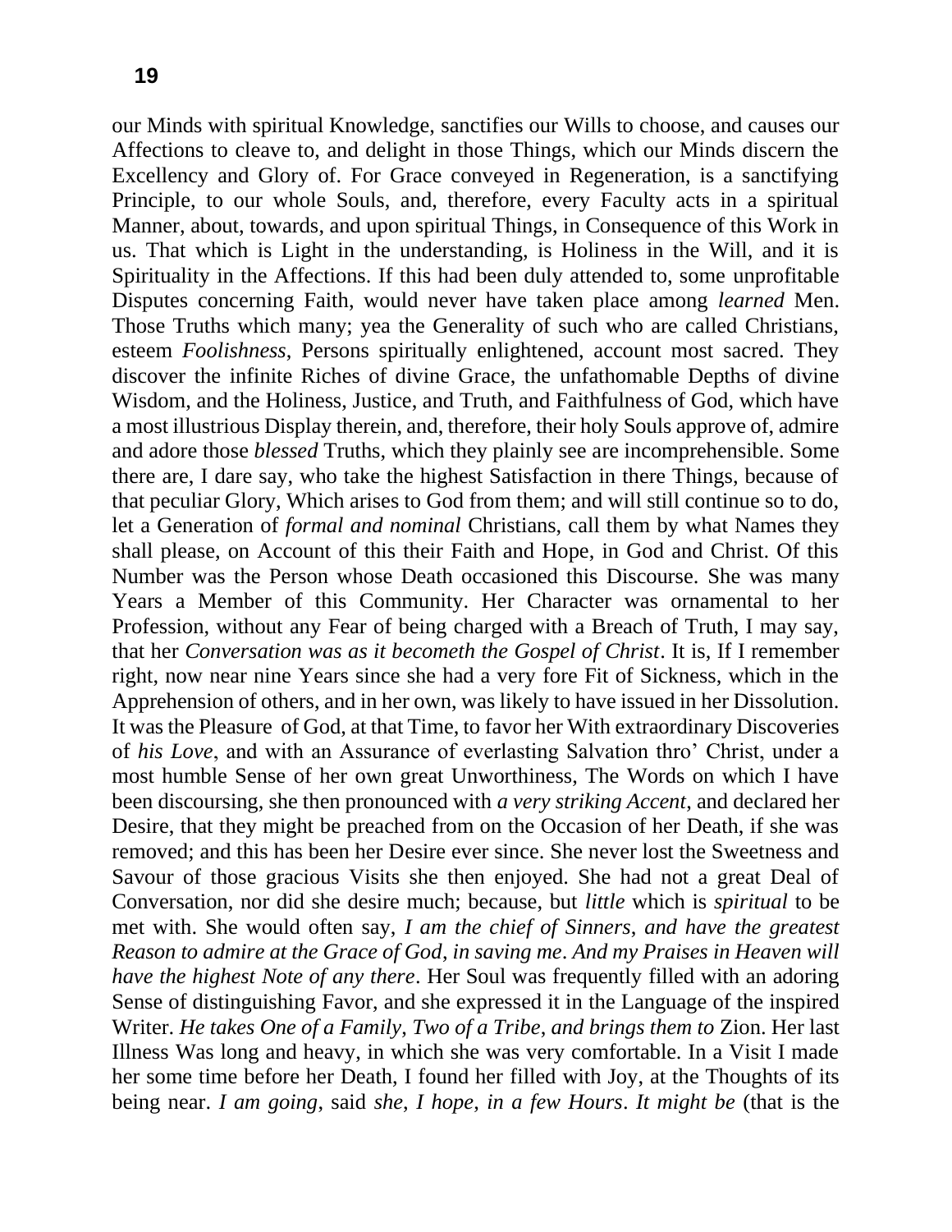our Minds with spiritual Knowledge, sanctifies our Wills to choose, and causes our Affections to cleave to, and delight in those Things, which our Minds discern the Excellency and Glory of. For Grace conveyed in Regeneration, is a sanctifying Principle, to our whole Souls, and, therefore, every Faculty acts in a spiritual Manner, about, towards, and upon spiritual Things, in Consequence of this Work in us. That which is Light in the understanding, is Holiness in the Will, and it is Spirituality in the Affections. If this had been duly attended to, some unprofitable Disputes concerning Faith, would never have taken place among *learned* Men. Those Truths which many; yea the Generality of such who are called Christians, esteem *Foolishness*, Persons spiritually enlightened, account most sacred. They discover the infinite Riches of divine Grace, the unfathomable Depths of divine Wisdom, and the Holiness, Justice, and Truth, and Faithfulness of God, which have a most illustrious Display therein, and, therefore, their holy Souls approve of, admire and adore those *blessed* Truths, which they plainly see are incomprehensible. Some there are, I dare say, who take the highest Satisfaction in there Things, because of that peculiar Glory, Which arises to God from them; and will still continue so to do, let a Generation of *formal and nominal* Christians, call them by what Names they shall please, on Account of this their Faith and Hope, in God and Christ. Of this Number was the Person whose Death occasioned this Discourse. She was many Years a Member of this Community. Her Character was ornamental to her Profession, without any Fear of being charged with a Breach of Truth, I may say, that her *Conversation was as it becometh the Gospel of Christ*. It is, If I remember right, now near nine Years since she had a very fore Fit of Sickness, which in the Apprehension of others, and in her own, was likely to have issued in her Dissolution. It was the Pleasure of God, at that Time, to favor her With extraordinary Discoveries of *his Love*, and with an Assurance of everlasting Salvation thro' Christ, under a most humble Sense of her own great Unworthiness, The Words on which I have been discoursing, she then pronounced with *a very striking Accent*, and declared her Desire, that they might be preached from on the Occasion of her Death, if she was removed; and this has been her Desire ever since. She never lost the Sweetness and Savour of those gracious Visits she then enjoyed. She had not a great Deal of Conversation, nor did she desire much; because, but *little* which is *spiritual* to be met with. She would often say, *I am the chief of Sinners, and have the greatest Reason to admire at the Grace of God, in saving me. And my Praises in Heaven will have the highest Note of any there*. Her Soul was frequently filled with an adoring Sense of distinguishing Favor, and she expressed it in the Language of the inspired Writer. *He takes One of a Family, Two of a Tribe, and brings them to* Zion. Her last Illness Was long and heavy, in which she was very comfortable. In a Visit I made her some time before her Death, I found her filled with Joy, at the Thoughts of its being near. *I am going*, said *she*, *I hope, in a few Hours*. *It might be* (that is the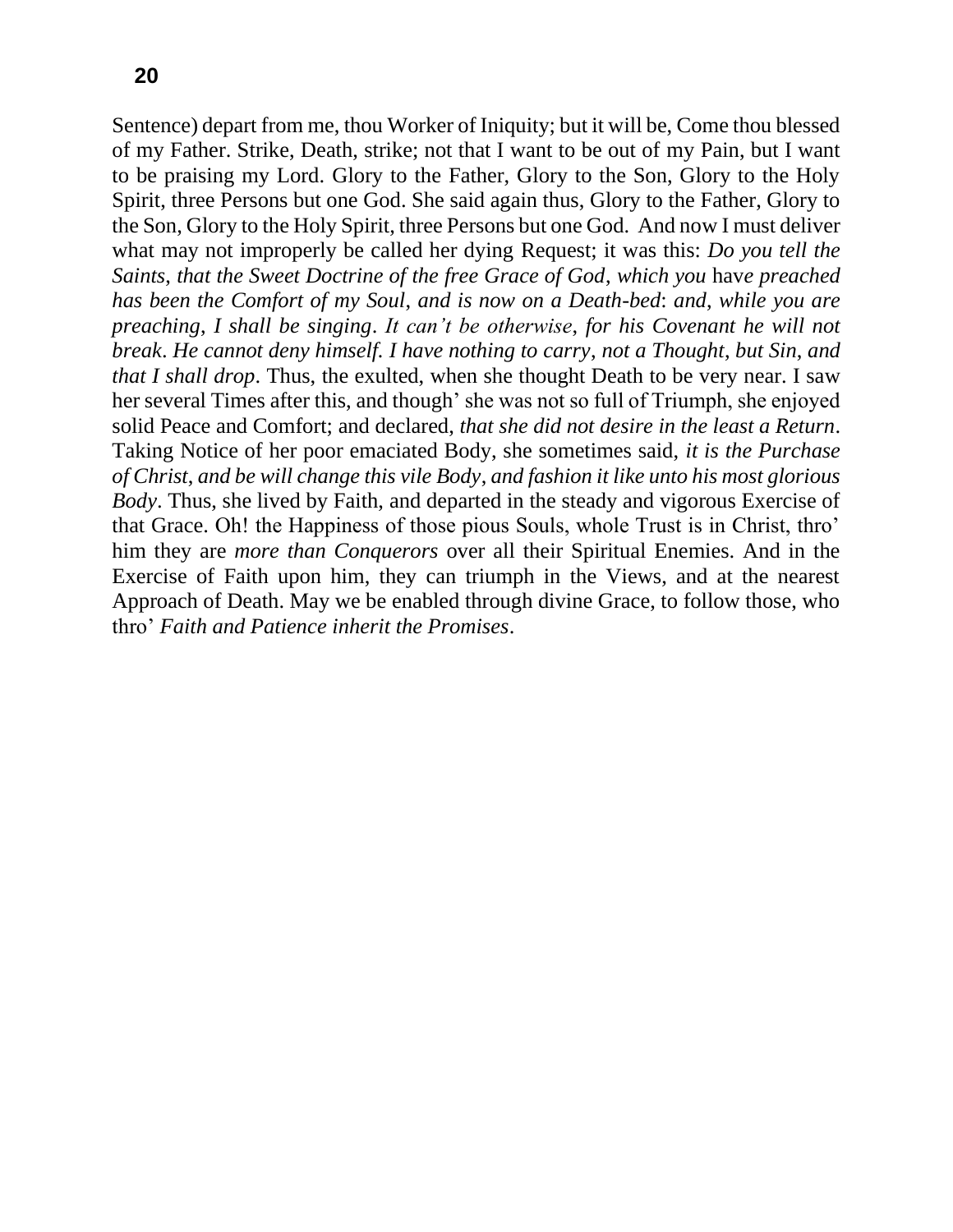Sentence) depart from me, thou Worker of Iniquity; but it will be, Come thou blessed of my Father. Strike, Death, strike; not that I want to be out of my Pain, but I want to be praising my Lord. Glory to the Father, Glory to the Son, Glory to the Holy Spirit, three Persons but one God. She said again thus, Glory to the Father, Glory to the Son, Glory to the Holy Spirit, three Persons but one God. And now I must deliver what may not improperly be called her dying Request; it was this: *Do you tell the Saints, that the Sweet Doctrine of the free Grace of God, which you* have *preached has been the Comfort of my Soul, and is now on a Death-bed: and, while you are preaching, I shall be singing. It can't be otherwise, for his Covenant he will not break. He cannot deny himself. I have nothing to carry, not a Thought, but Sin, and that I shall drop*. Thus, the exulted, when she thought Death to be very near. I saw her several Times after this, and though' she was not so full of Triumph, she enjoyed solid Peace and Comfort; and declared, *that she did not desire in the least a Return*. Taking Notice of her poor emaciated Body, she sometimes said, *it is the Purchase of Christ, and be will change this vile Body, and fashion it like unto his most glorious Body*. Thus, she lived by Faith, and departed in the steady and vigorous Exercise of that Grace. Oh! the Happiness of those pious Souls, whole Trust is in Christ, thro' him they are *more than Conquerors* over all their Spiritual Enemies. And in the Exercise of Faith upon him, they can triumph in the Views, and at the nearest Approach of Death. May we be enabled through divine Grace, to follow those, who thro' *Faith and Patience inherit the Promises*.